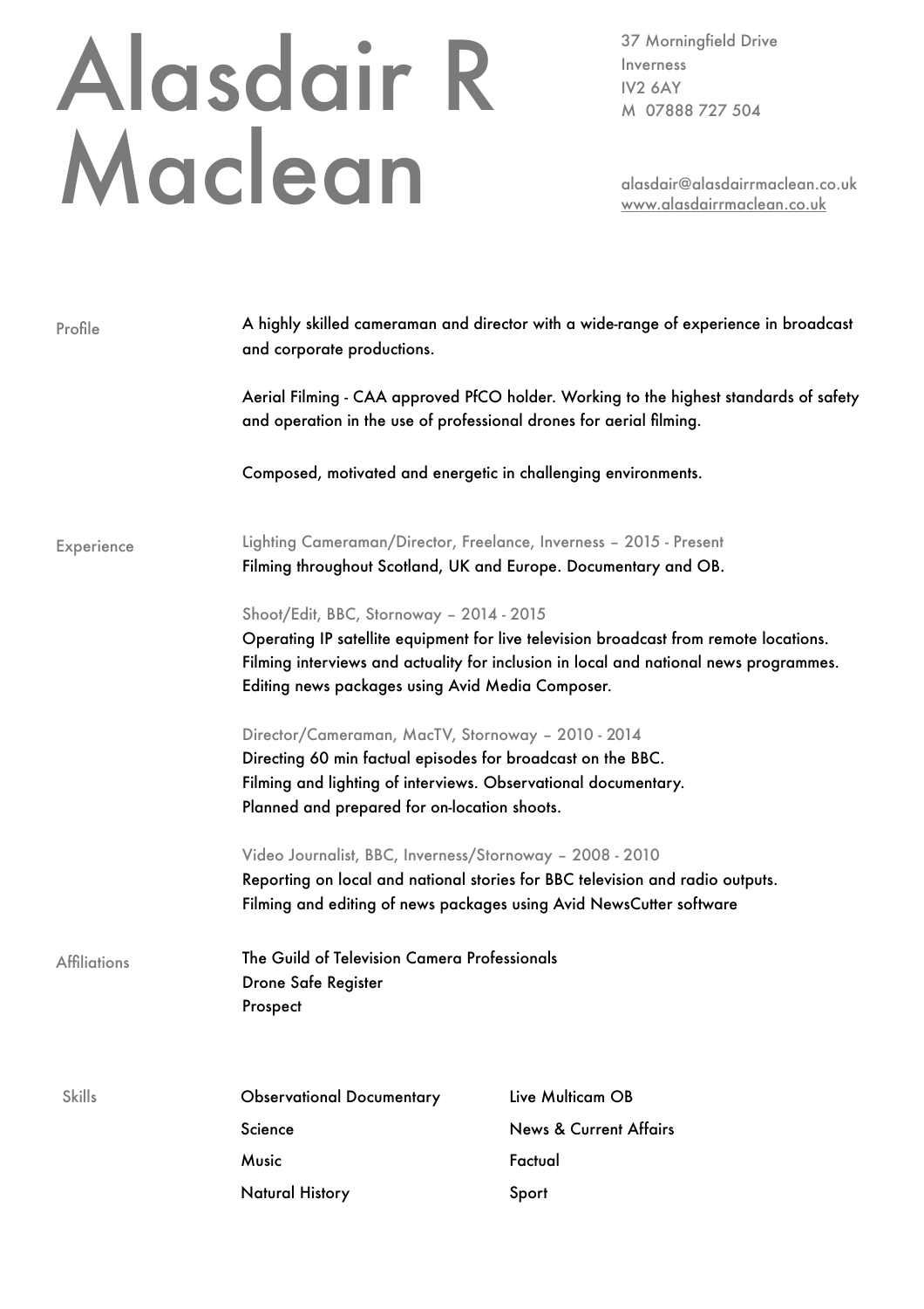# Alasdair R Maclean

37 Morningfield Drive
Inverness
IV2 6AY
M 07888 727 504

alasdair@alasdairrmaclean.co.uk
www.alasdairrmaclean.co.uk

## Profile

A highly skilled cameraman and director with a wide-range of experience in broadcast and corporate productions.

Aerial Filming - CAA approved PfCO holder. Working to the highest standards of safety and operation in the use of professional drones for aerial filming.

Composed, motivated and energetic in challenging environments.

## Experience

Lighting Cameraman/Director, Freelance, Inverness – 2015 - Present
Filming throughout Scotland, UK and Europe. Documentary and OB.

Shoot/Edit, BBC, Stornoway – 2014 - 2015
Operating IP satellite equipment for live television broadcast from remote locations.
Filming interviews and actuality for inclusion in local and national news programmes.
Editing news packages using Avid Media Composer.

Director/Cameraman, MacTV, Stornoway – 2010 - 2014
Directing 60 min factual episodes for broadcast on the BBC.
Filming and lighting of interviews. Observational documentary.
Planned and prepared for on-location shoots.

Video Journalist, BBC, Inverness/Stornoway – 2008 - 2010
Reporting on local and national stories for BBC television and radio outputs.
Filming and editing of news packages using Avid NewsCutter software

## Affiliations

The Guild of Television Camera Professionals
Drone Safe Register
Prospect

## Skills

- Observational Documentary
- Science
- Music
- Natural History
- Live Multicam OB
- News & Current Affairs
- Factual
- Sport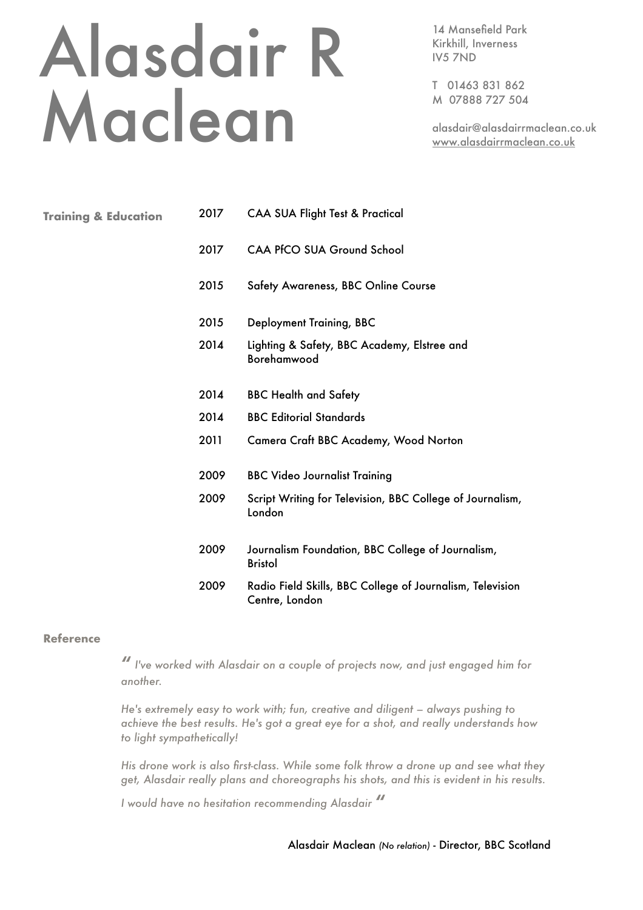# Alasdair R Maclean

14 Mansefield Park
Kirkhill, Inverness
IV5 7ND

T 01463 831 862
M 07888 727 504

alasdair@alasdairrmaclean.co.uk
www.alasdairrmaclean.co.uk

## Training & Education

| | |
|---|---|
| 2017 | CAA SUA Flight Test & Practical |
| 2017 | CAA PfCO SUA Ground School |
| 2015 | Safety Awareness, BBC Online Course |
| 2015 | Deployment Training, BBC |
| 2014 | Lighting & Safety, BBC Academy, Elstree and Borehamwood |
| 2014 | BBC Health and Safety |
| 2014 | BBC Editorial Standards |
| 2011 | Camera Craft BBC Academy, Wood Norton |
| 2009 | BBC Video Journalist Training |
| 2009 | Script Writing for Television, BBC College of Journalism, London |
| 2009 | Journalism Foundation, BBC College of Journalism, Bristol |
| 2009 | Radio Field Skills, BBC College of Journalism, Television Centre, London |

## Reference

*" I've worked with Alasdair on a couple of projects now, and just engaged him for another.*

*He's extremely easy to work with; fun, creative and diligent – always pushing to achieve the best results. He's got a great eye for a shot, and really understands how to light sympathetically!*

*His drone work is also first-class. While some folk throw a drone up and see what they get, Alasdair really plans and choreographs his shots, and this is evident in his results.*

*I would have no hesitation recommending Alasdair "*

Alasdair Maclean *(No relation)* - Director, BBC Scotland